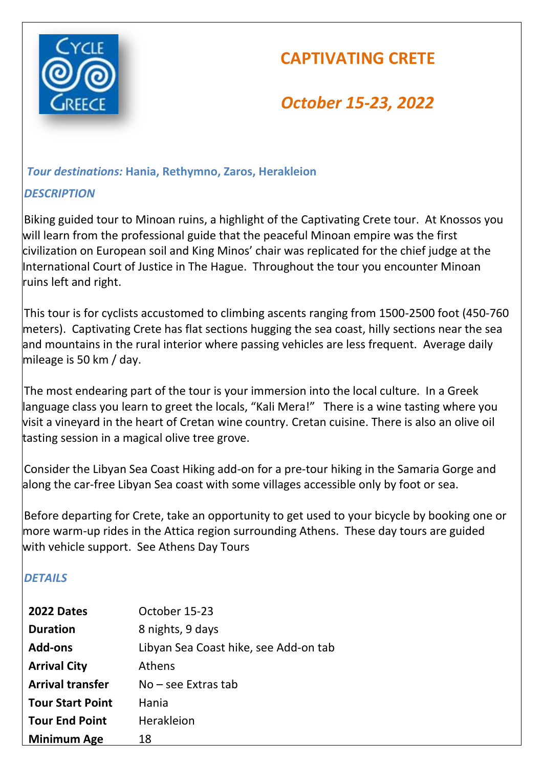# CAPTIVATING CRETE

## *October 15-23, 2022*

***Tour destinations:*** **Hania, Rethymno, Zaros, Herakleion**

### *DESCRIPTION*

Biking guided tour to Minoan ruins, a highlight of the Captivating Crete tour. At Knossos you will learn from the professional guide that the peaceful Minoan empire was the first civilization on European soil and King Minos' chair was replicated for the chief judge at the International Court of Justice in The Hague. Throughout the tour you encounter Minoan ruins left and right.

This tour is for cyclists accustomed to climbing ascents ranging from 1500-2500 foot (450-760 meters). Captivating Crete has flat sections hugging the sea coast, hilly sections near the sea and mountains in the rural interior where passing vehicles are less frequent. Average daily mileage is 50 km / day.

The most endearing part of the tour is your immersion into the local culture. In a Greek language class you learn to greet the locals, "Kali Mera!" There is a wine tasting where you visit a vineyard in the heart of Cretan wine country. Cretan cuisine. There is also an olive oil tasting session in a magical olive tree grove.

Consider the Libyan Sea Coast Hiking add-on for a pre-tour hiking in the Samaria Gorge and along the car-free Libyan Sea coast with some villages accessible only by foot or sea.

Before departing for Crete, take an opportunity to get used to your bicycle by booking one or more warm-up rides in the Attica region surrounding Athens. These day tours are guided with vehicle support. See Athens Day Tours

### *DETAILS*

| | |
|---|---|
| **2022 Dates** | October 15-23 |
| **Duration** | 8 nights, 9 days |
| **Add-ons** | Libyan Sea Coast hike, see Add-on tab |
| **Arrival City** | Athens |
| **Arrival transfer** | No – see Extras tab |
| **Tour Start Point** | Hania |
| **Tour End Point** | Herakleion |
| **Minimum Age** | 18 |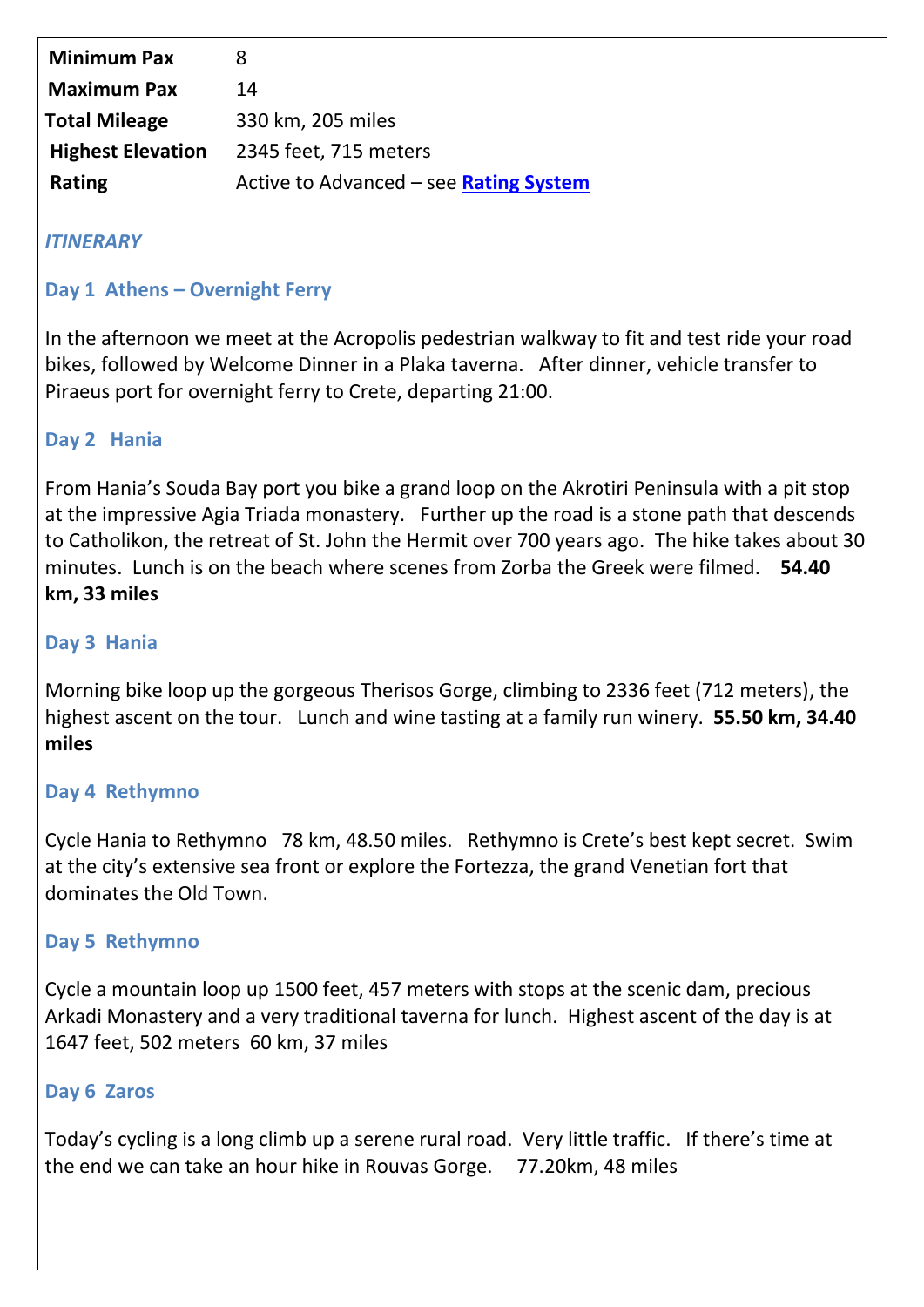| Minimum Pax | 8 |
|---|---|
| Maximum Pax | 14 |
| Total Mileage | 330 km, 205 miles |
| Highest Elevation | 2345 feet, 715 meters |
| Rating | Active to Advanced – see [Rating System]() |

## *ITINERARY*

### Day 1 Athens – Overnight Ferry

In the afternoon we meet at the Acropolis pedestrian walkway to fit and test ride your road bikes, followed by Welcome Dinner in a Plaka taverna. After dinner, vehicle transfer to Piraeus port for overnight ferry to Crete, departing 21:00.

### Day 2 Hania

From Hania's Souda Bay port you bike a grand loop on the Akrotiri Peninsula with a pit stop at the impressive Agia Triada monastery. Further up the road is a stone path that descends to Catholikon, the retreat of St. John the Hermit over 700 years ago. The hike takes about 30 minutes. Lunch is on the beach where scenes from Zorba the Greek were filmed. **54.40 km, 33 miles**

### Day 3 Hania

Morning bike loop up the gorgeous Therisos Gorge, climbing to 2336 feet (712 meters), the highest ascent on the tour. Lunch and wine tasting at a family run winery. **55.50 km, 34.40 miles**

### Day 4 Rethymno

Cycle Hania to Rethymno 78 km, 48.50 miles. Rethymno is Crete's best kept secret. Swim at the city's extensive sea front or explore the Fortezza, the grand Venetian fort that dominates the Old Town.

### Day 5 Rethymno

Cycle a mountain loop up 1500 feet, 457 meters with stops at the scenic dam, precious Arkadi Monastery and a very traditional taverna for lunch. Highest ascent of the day is at 1647 feet, 502 meters 60 km, 37 miles

### Day 6 Zaros

Today's cycling is a long climb up a serene rural road. Very little traffic. If there's time at the end we can take an hour hike in Rouvas Gorge. 77.20km, 48 miles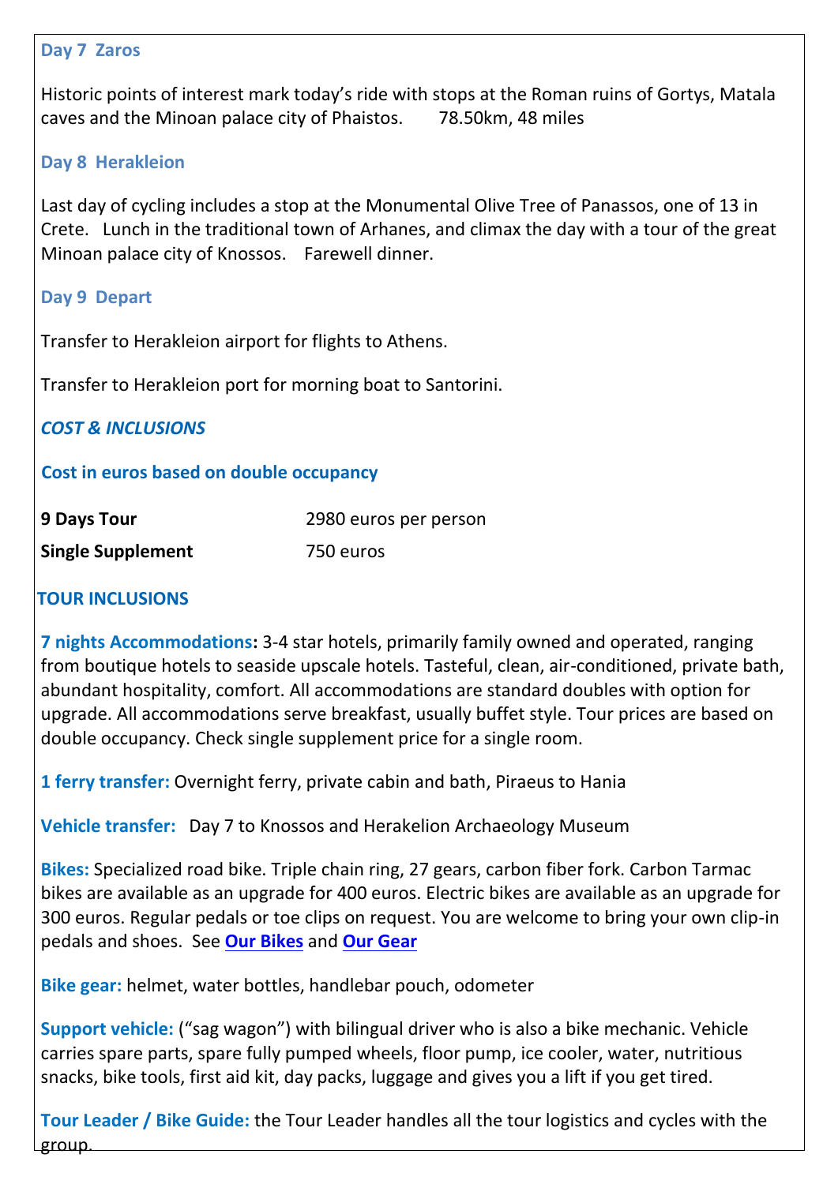### Day 7 Zaros

Historic points of interest mark today's ride with stops at the Roman ruins of Gortys, Matala caves and the Minoan palace city of Phaistos. 78.50km, 48 miles

### Day 8 Herakleion

Last day of cycling includes a stop at the Monumental Olive Tree of Panassos, one of 13 in Crete. Lunch in the traditional town of Arhanes, and climax the day with a tour of the great Minoan palace city of Knossos. Farewell dinner.

### Day 9 Depart

Transfer to Herakleion airport for flights to Athens.

Transfer to Herakleion port for morning boat to Santorini.

## *COST & INCLUSIONS*

### Cost in euros based on double occupancy

| | |
|---|---|
| **9 Days Tour** | 2980 euros per person |
| **Single Supplement** | 750 euros |

## TOUR INCLUSIONS

**7 nights Accommodations:** 3-4 star hotels, primarily family owned and operated, ranging from boutique hotels to seaside upscale hotels. Tasteful, clean, air-conditioned, private bath, abundant hospitality, comfort. All accommodations are standard doubles with option for upgrade. All accommodations serve breakfast, usually buffet style. Tour prices are based on double occupancy. Check single supplement price for a single room.

**1 ferry transfer:** Overnight ferry, private cabin and bath, Piraeus to Hania

**Vehicle transfer:** Day 7 to Knossos and Herakelion Archaeology Museum

**Bikes:** Specialized road bike. Triple chain ring, 27 gears, carbon fiber fork. Carbon Tarmac bikes are available as an upgrade for 400 euros. Electric bikes are available as an upgrade for 300 euros. Regular pedals or toe clips on request. You are welcome to bring your own clip-in pedals and shoes. See **Our Bikes** and **Our Gear**

**Bike gear:** helmet, water bottles, handlebar pouch, odometer

**Support vehicle:** ("sag wagon") with bilingual driver who is also a bike mechanic. Vehicle carries spare parts, spare fully pumped wheels, floor pump, ice cooler, water, nutritious snacks, bike tools, first aid kit, day packs, luggage and gives you a lift if you get tired.

**Tour Leader / Bike Guide:** the Tour Leader handles all the tour logistics and cycles with the group.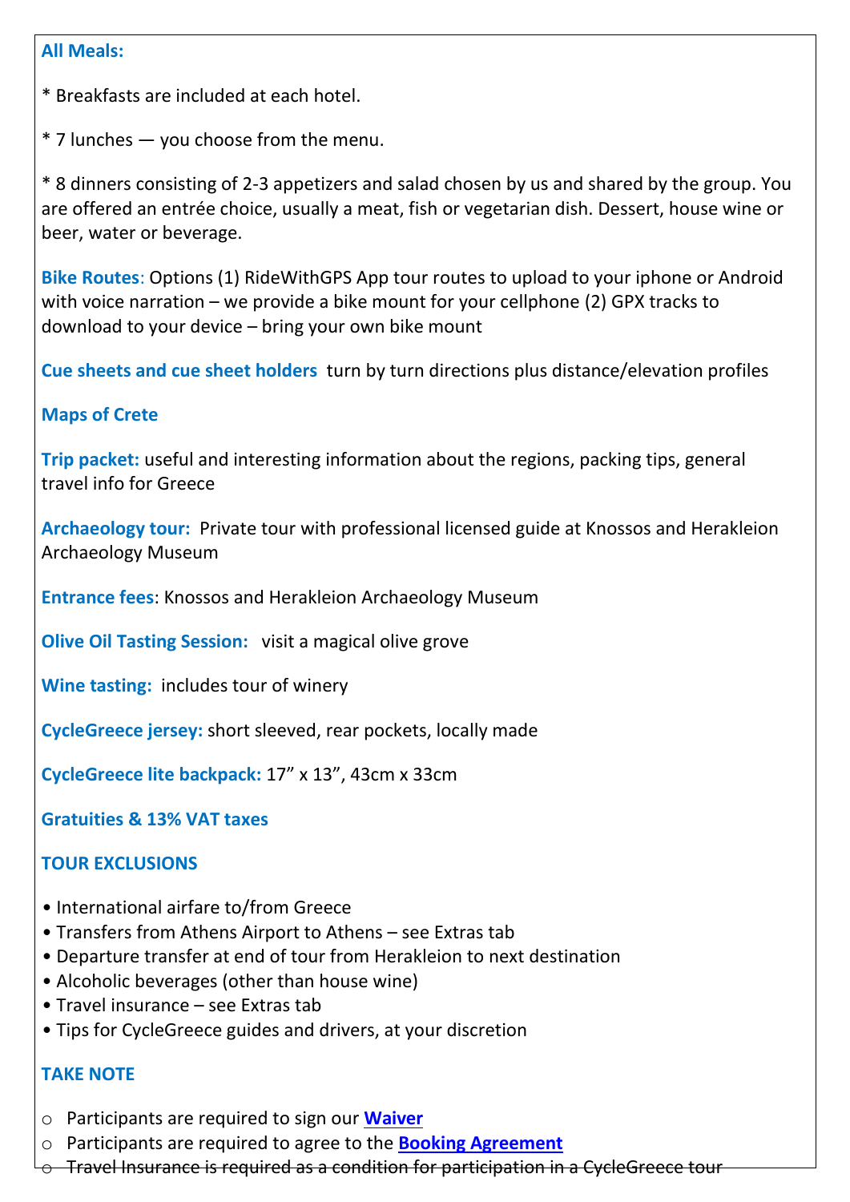**All Meals:**

* Breakfasts are included at each hotel.

* 7 lunches — you choose from the menu.

* 8 dinners consisting of 2-3 appetizers and salad chosen by us and shared by the group. You are offered an entrée choice, usually a meat, fish or vegetarian dish. Dessert, house wine or beer, water or beverage.

**Bike Routes**: Options (1) RideWithGPS App tour routes to upload to your iphone or Android with voice narration – we provide a bike mount for your cellphone (2) GPX tracks to download to your device – bring your own bike mount

**Cue sheets and cue sheet holders** turn by turn directions plus distance/elevation profiles

**Maps of Crete**

**Trip packet:** useful and interesting information about the regions, packing tips, general travel info for Greece

**Archaeology tour:** Private tour with professional licensed guide at Knossos and Herakleion Archaeology Museum

**Entrance fees**: Knossos and Herakleion Archaeology Museum

**Olive Oil Tasting Session:** visit a magical olive grove

**Wine tasting:** includes tour of winery

**CycleGreece jersey:** short sleeved, rear pockets, locally made

**CycleGreece lite backpack:** 17" x 13", 43cm x 33cm

**Gratuities & 13% VAT taxes**

**TOUR EXCLUSIONS**

- International airfare to/from Greece
- Transfers from Athens Airport to Athens – see Extras tab
- Departure transfer at end of tour from Herakleion to next destination
- Alcoholic beverages (other than house wine)
- Travel insurance – see Extras tab
- Tips for CycleGreece guides and drivers, at your discretion

**TAKE NOTE**

- Participants are required to sign our **Waiver**
- Participants are required to agree to the **Booking Agreement**
- Travel Insurance is required as a condition for participation in a CycleGreece tour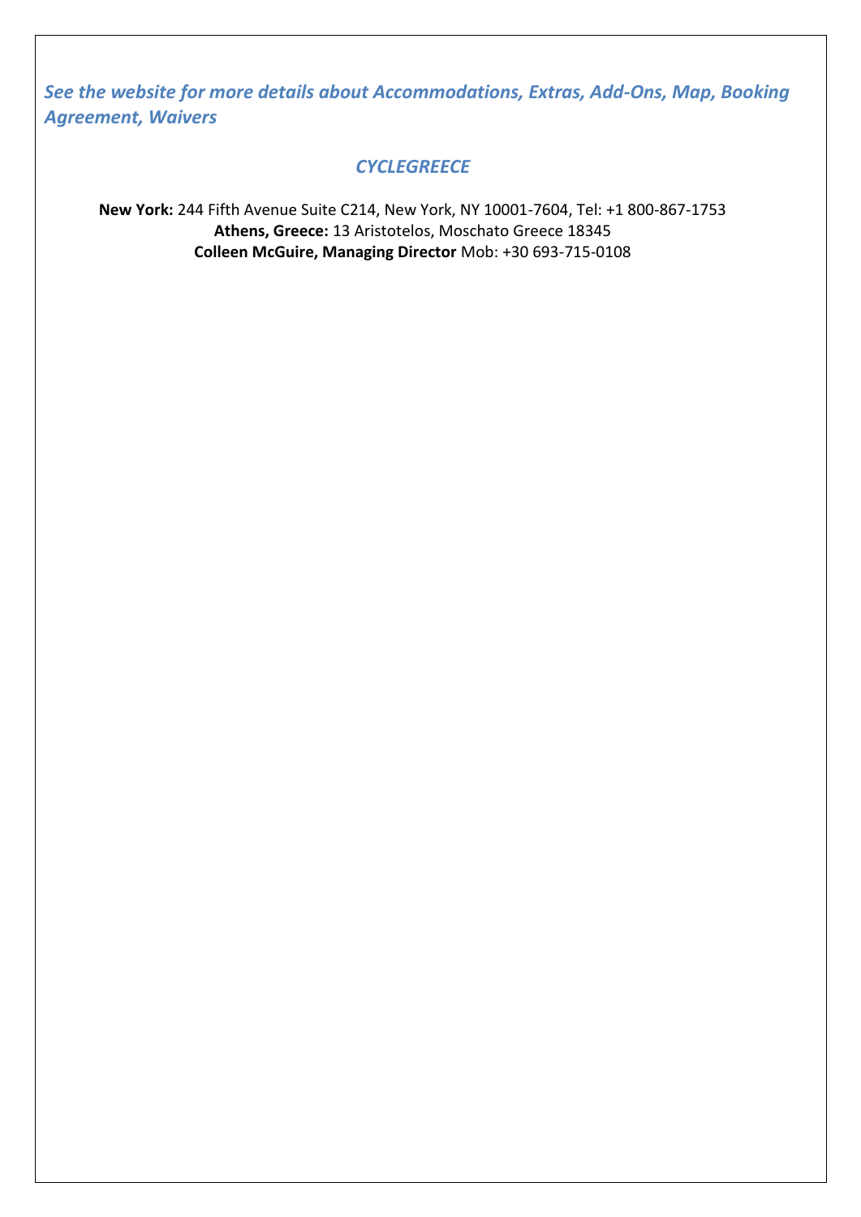***See the website for more details about Accommodations, Extras, Add-Ons, Map, Booking Agreement, Waivers***

***CYCLEGREECE***

**New York:** 244 Fifth Avenue Suite C214, New York, NY 10001-7604, Tel: +1 800-867-1753
**Athens, Greece:** 13 Aristotelos, Moschato Greece 18345
**Colleen McGuire, Managing Director** Mob: +30 693-715-0108